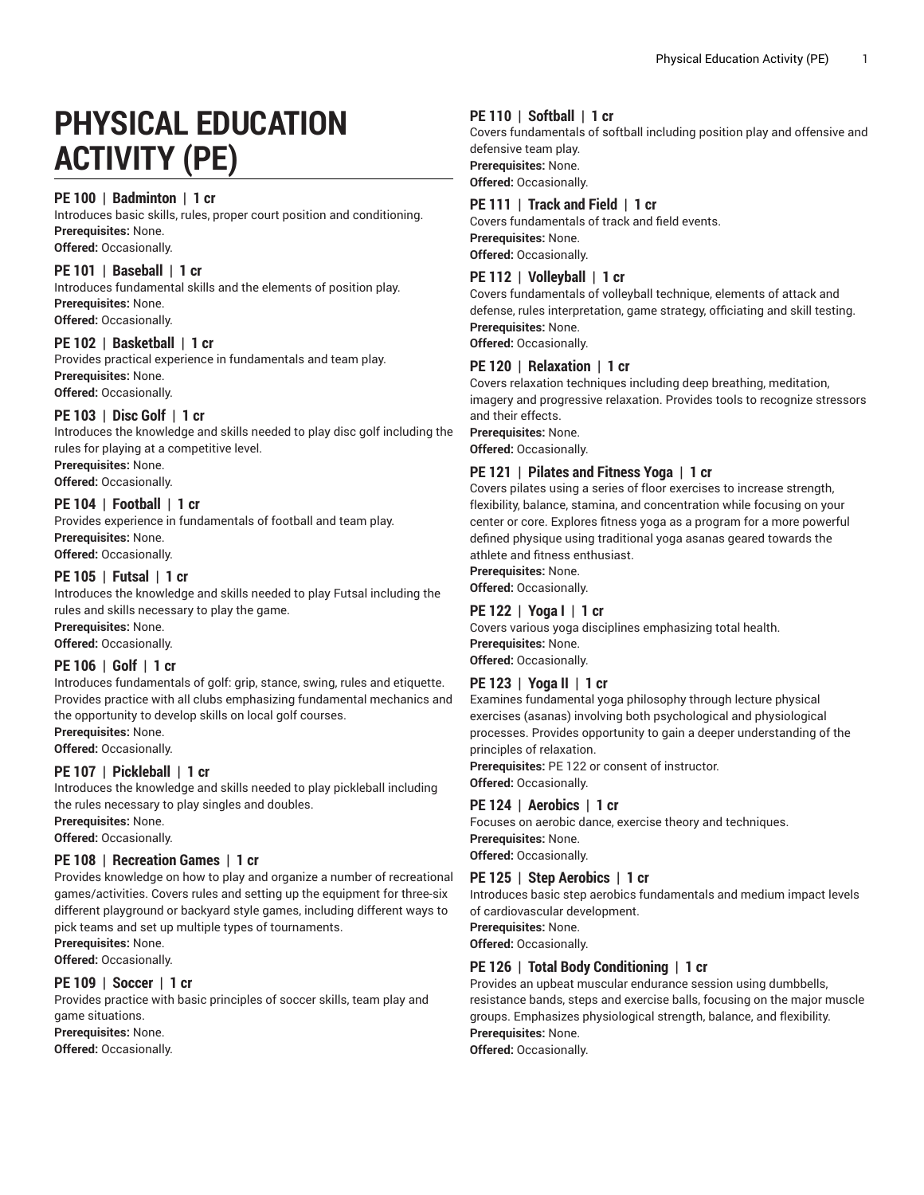# PHYSICAL EDUCATION ACTIVITY (PE)

### PE 100 | Badminton | 1 cr

Introduces basic skills, rules, proper court position and conditioning.

**Prerequisites:** None.

**Offered:** Occasionally.

### PE 101 | Baseball | 1 cr

Introduces fundamental skills and the elements of position play.

**Prerequisites:** None.

**Offered:** Occasionally.

### PE 102 | Basketball | 1 cr

Provides practical experience in fundamentals and team play.

**Prerequisites:** None.

**Offered:** Occasionally.

### PE 103 | Disc Golf | 1 cr

Introduces the knowledge and skills needed to play disc golf including the rules for playing at a competitive level.

**Prerequisites:** None.

**Offered:** Occasionally.

### PE 104 | Football | 1 cr

Provides experience in fundamentals of football and team play.

**Prerequisites:** None.

**Offered:** Occasionally.

### PE 105 | Futsal | 1 cr

Introduces the knowledge and skills needed to play Futsal including the rules and skills necessary to play the game.

**Prerequisites:** None.

**Offered:** Occasionally.

### PE 106 | Golf | 1 cr

Introduces fundamentals of golf: grip, stance, swing, rules and etiquette. Provides practice with all clubs emphasizing fundamental mechanics and the opportunity to develop skills on local golf courses.

**Prerequisites:** None.

**Offered:** Occasionally.

### PE 107 | Pickleball | 1 cr

Introduces the knowledge and skills needed to play pickleball including the rules necessary to play singles and doubles.

**Prerequisites:** None.

**Offered:** Occasionally.

### PE 108 | Recreation Games | 1 cr

Provides knowledge on how to play and organize a number of recreational games/activities. Covers rules and setting up the equipment for three-six different playground or backyard style games, including different ways to pick teams and set up multiple types of tournaments.

**Prerequisites:** None.

**Offered:** Occasionally.

### PE 109 | Soccer | 1 cr

Provides practice with basic principles of soccer skills, team play and game situations.

**Prerequisites:** None.

**Offered:** Occasionally.

### PE 110 | Softball | 1 cr

Covers fundamentals of softball including position play and offensive and defensive team play.

**Prerequisites:** None.

**Offered:** Occasionally.

### PE 111 | Track and Field | 1 cr

Covers fundamentals of track and field events.

**Prerequisites:** None.

**Offered:** Occasionally.

### PE 112 | Volleyball | 1 cr

Covers fundamentals of volleyball technique, elements of attack and defense, rules interpretation, game strategy, officiating and skill testing.

**Prerequisites:** None.

**Offered:** Occasionally.

### PE 120 | Relaxation | 1 cr

Covers relaxation techniques including deep breathing, meditation, imagery and progressive relaxation. Provides tools to recognize stressors and their effects.

**Prerequisites:** None.

**Offered:** Occasionally.

### PE 121 | Pilates and Fitness Yoga | 1 cr

Covers pilates using a series of floor exercises to increase strength, flexibility, balance, stamina, and concentration while focusing on your center or core. Explores fitness yoga as a program for a more powerful defined physique using traditional yoga asanas geared towards the athlete and fitness enthusiast.

**Prerequisites:** None.

**Offered:** Occasionally.

### PE 122 | Yoga I | 1 cr

Covers various yoga disciplines emphasizing total health.

**Prerequisites:** None.

**Offered:** Occasionally.

### PE 123 | Yoga II | 1 cr

Examines fundamental yoga philosophy through lecture physical exercises (asanas) involving both psychological and physiological processes. Provides opportunity to gain a deeper understanding of the principles of relaxation.

**Prerequisites:** PE 122 or consent of instructor.

**Offered:** Occasionally.

### PE 124 | Aerobics | 1 cr

Focuses on aerobic dance, exercise theory and techniques.

**Prerequisites:** None.

**Offered:** Occasionally.

### PE 125 | Step Aerobics | 1 cr

Introduces basic step aerobics fundamentals and medium impact levels of cardiovascular development.

**Prerequisites:** None.

**Offered:** Occasionally.

### PE 126 | Total Body Conditioning | 1 cr

Provides an upbeat muscular endurance session using dumbbells, resistance bands, steps and exercise balls, focusing on the major muscle groups. Emphasizes physiological strength, balance, and flexibility.

**Prerequisites:** None.

**Offered:** Occasionally.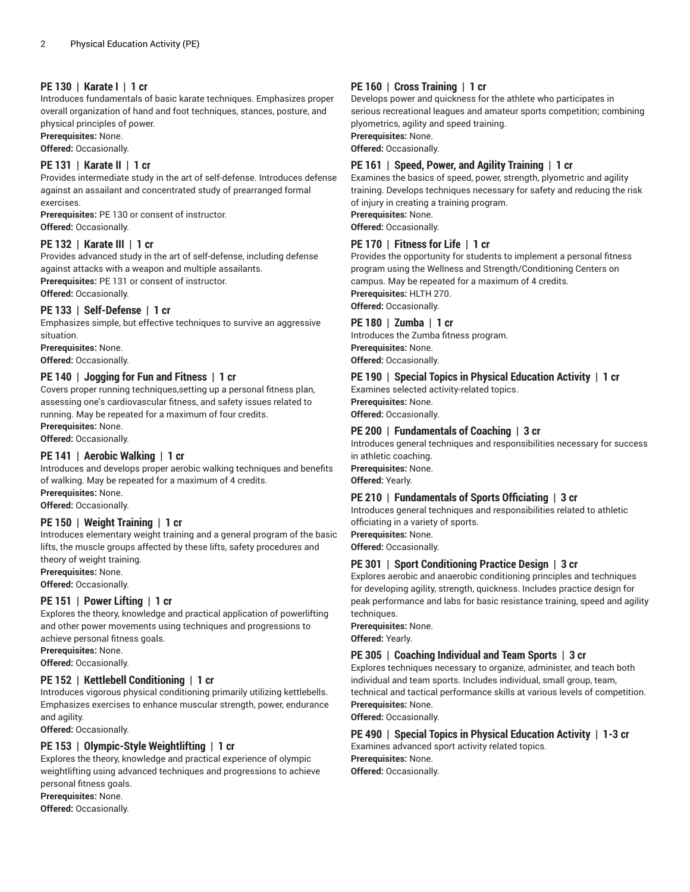### PE 130 | Karate I | 1 cr

Introduces fundamentals of basic karate techniques. Emphasizes proper overall organization of hand and foot techniques, stances, posture, and physical principles of power.

**Prerequisites:** None.
**Offered:** Occasionally.

### PE 131 | Karate II | 1 cr

Provides intermediate study in the art of self-defense. Introduces defense against an assailant and concentrated study of prearranged formal exercises.

**Prerequisites:** PE 130 or consent of instructor.
**Offered:** Occasionally.

### PE 132 | Karate III | 1 cr

Provides advanced study in the art of self-defense, including defense against attacks with a weapon and multiple assailants.

**Prerequisites:** PE 131 or consent of instructor.
**Offered:** Occasionally.

### PE 133 | Self-Defense | 1 cr

Emphasizes simple, but effective techniques to survive an aggressive situation.

**Prerequisites:** None.
**Offered:** Occasionally.

### PE 140 | Jogging for Fun and Fitness | 1 cr

Covers proper running techniques,setting up a personal fitness plan, assessing one's cardiovascular fitness, and safety issues related to running. May be repeated for a maximum of four credits.

**Prerequisites:** None.
**Offered:** Occasionally.

### PE 141 | Aerobic Walking | 1 cr

Introduces and develops proper aerobic walking techniques and benefits of walking. May be repeated for a maximum of 4 credits.

**Prerequisites:** None.
**Offered:** Occasionally.

### PE 150 | Weight Training | 1 cr

Introduces elementary weight training and a general program of the basic lifts, the muscle groups affected by these lifts, safety procedures and theory of weight training.

**Prerequisites:** None.
**Offered:** Occasionally.

### PE 151 | Power Lifting | 1 cr

Explores the theory, knowledge and practical application of powerlifting and other power movements using techniques and progressions to achieve personal fitness goals.

**Prerequisites:** None.
**Offered:** Occasionally.

### PE 152 | Kettlebell Conditioning | 1 cr

Introduces vigorous physical conditioning primarily utilizing kettlebells. Emphasizes exercises to enhance muscular strength, power, endurance and agility.

**Offered:** Occasionally.

### PE 153 | Olympic-Style Weightlifting | 1 cr

Explores the theory, knowledge and practical experience of olympic weightlifting using advanced techniques and progressions to achieve personal fitness goals.

**Prerequisites:** None.
**Offered:** Occasionally.

### PE 160 | Cross Training | 1 cr

Develops power and quickness for the athlete who participates in serious recreational leagues and amateur sports competition; combining plyometrics, agility and speed training.

**Prerequisites:** None.
**Offered:** Occasionally.

### PE 161 | Speed, Power, and Agility Training | 1 cr

Examines the basics of speed, power, strength, plyometric and agility training. Develops techniques necessary for safety and reducing the risk of injury in creating a training program.

**Prerequisites:** None.
**Offered:** Occasionally.

### PE 170 | Fitness for Life | 1 cr

Provides the opportunity for students to implement a personal fitness program using the Wellness and Strength/Conditioning Centers on campus. May be repeated for a maximum of 4 credits.

**Prerequisites:** HLTH 270.
**Offered:** Occasionally.

### PE 180 | Zumba | 1 cr

Introduces the Zumba fitness program.

**Prerequisites:** None.
**Offered:** Occasionally.

### PE 190 | Special Topics in Physical Education Activity | 1 cr

Examines selected activity-related topics.

**Prerequisites:** None.
**Offered:** Occasionally.

### PE 200 | Fundamentals of Coaching | 3 cr

Introduces general techniques and responsibilities necessary for success in athletic coaching.

**Prerequisites:** None.
**Offered:** Yearly.

### PE 210 | Fundamentals of Sports Officiating | 3 cr

Introduces general techniques and responsibilities related to athletic officiating in a variety of sports.

**Prerequisites:** None.
**Offered:** Occasionally.

### PE 301 | Sport Conditioning Practice Design | 3 cr

Explores aerobic and anaerobic conditioning principles and techniques for developing agility, strength, quickness. Includes practice design for peak performance and labs for basic resistance training, speed and agility techniques.

**Prerequisites:** None.
**Offered:** Yearly.

### PE 305 | Coaching Individual and Team Sports | 3 cr

Explores techniques necessary to organize, administer, and teach both individual and team sports. Includes individual, small group, team, technical and tactical performance skills at various levels of competition.

**Prerequisites:** None.
**Offered:** Occasionally.

### PE 490 | Special Topics in Physical Education Activity | 1-3 cr

Examines advanced sport activity related topics.

**Prerequisites:** None.
**Offered:** Occasionally.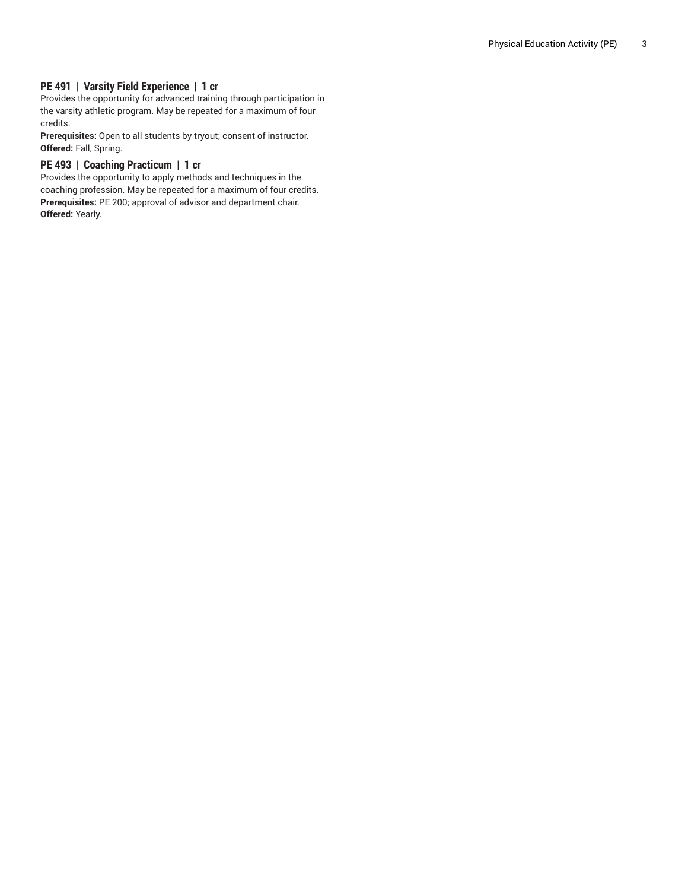#### PE 491 | Varsity Field Experience | 1 cr

Provides the opportunity for advanced training through participation in the varsity athletic program. May be repeated for a maximum of four credits.

**Prerequisites:** Open to all students by tryout; consent of instructor.
**Offered:** Fall, Spring.

#### PE 493 | Coaching Practicum | 1 cr

Provides the opportunity to apply methods and techniques in the coaching profession. May be repeated for a maximum of four credits.
**Prerequisites:** PE 200; approval of advisor and department chair.
**Offered:** Yearly.